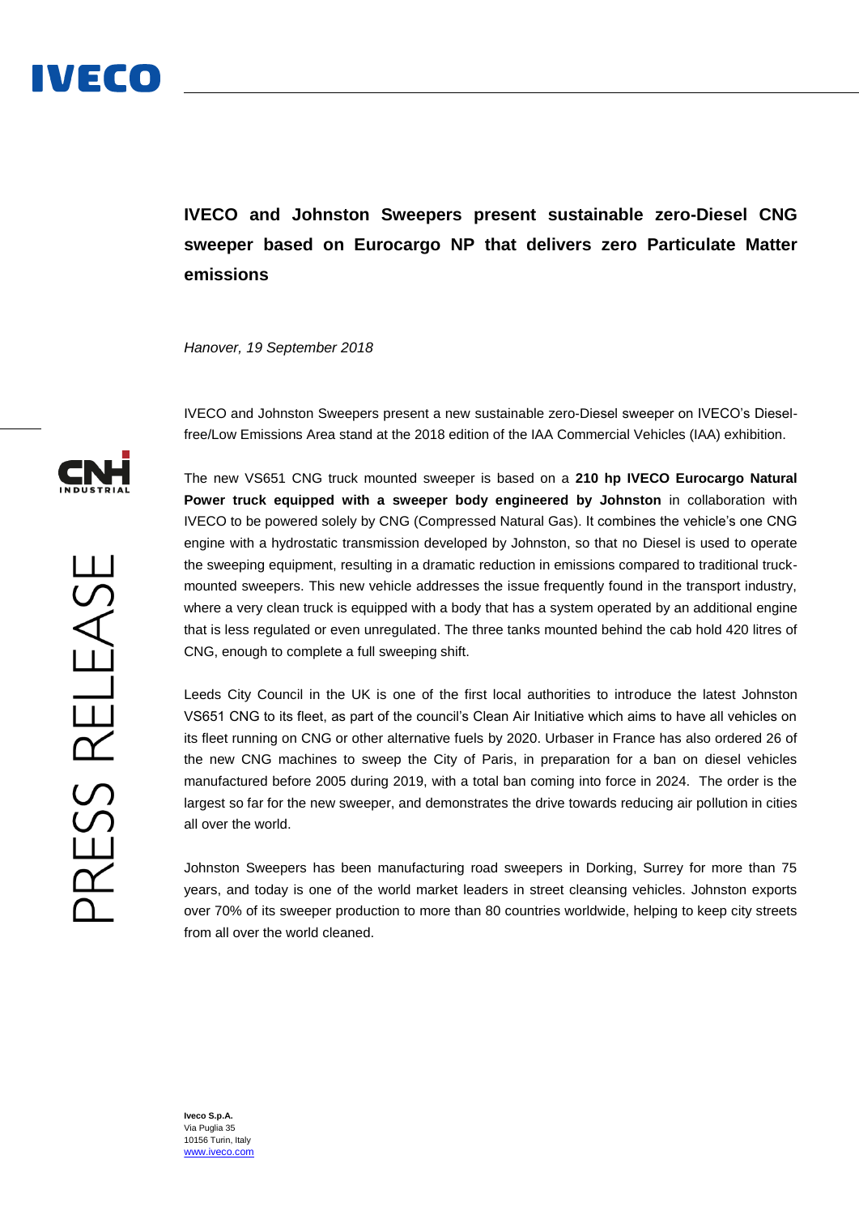# IVECO and Johnston Sweepers present sustainable zero-Diesel CNG sweeper based on Eurocargo NP that delivers zero Particulate Matter emissions

*Hanover, 19 September 2018*

IVECO and Johnston Sweepers present a new sustainable zero-Diesel sweeper on IVECO's Diesel-free/Low Emissions Area stand at the 2018 edition of the IAA Commercial Vehicles (IAA) exhibition.

The new VS651 CNG truck mounted sweeper is based on a **210 hp IVECO Eurocargo Natural Power truck equipped with a sweeper body engineered by Johnston** in collaboration with IVECO to be powered solely by CNG (Compressed Natural Gas). It combines the vehicle's one CNG engine with a hydrostatic transmission developed by Johnston, so that no Diesel is used to operate the sweeping equipment, resulting in a dramatic reduction in emissions compared to traditional truck-mounted sweepers. This new vehicle addresses the issue frequently found in the transport industry, where a very clean truck is equipped with a body that has a system operated by an additional engine that is less regulated or even unregulated. The three tanks mounted behind the cab hold 420 litres of CNG, enough to complete a full sweeping shift.

Leeds City Council in the UK is one of the first local authorities to introduce the latest Johnston VS651 CNG to its fleet, as part of the council's Clean Air Initiative which aims to have all vehicles on its fleet running on CNG or other alternative fuels by 2020. Urbaser in France has also ordered 26 of the new CNG machines to sweep the City of Paris, in preparation for a ban on diesel vehicles manufactured before 2005 during 2019, with a total ban coming into force in 2024. The order is the largest so far for the new sweeper, and demonstrates the drive towards reducing air pollution in cities all over the world.

Johnston Sweepers has been manufacturing road sweepers in Dorking, Surrey for more than 75 years, and today is one of the world market leaders in street cleansing vehicles. Johnston exports over 70% of its sweeper production to more than 80 countries worldwide, helping to keep city streets from all over the world cleaned.

**Iveco S.p.A.**
Via Puglia 35
10156 Turin, Italy
www.iveco.com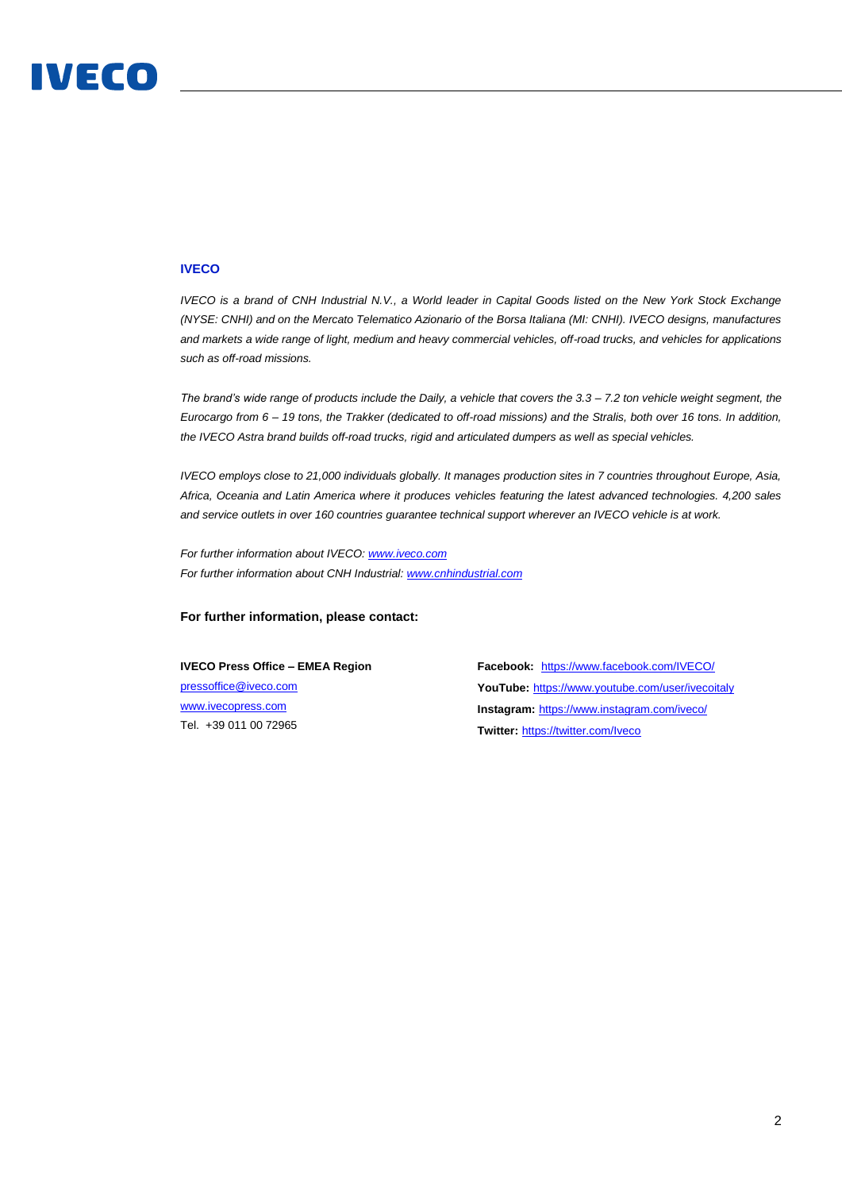## IVECO

*IVECO is a brand of CNH Industrial N.V., a World leader in Capital Goods listed on the New York Stock Exchange (NYSE: CNHI) and on the Mercato Telematico Azionario of the Borsa Italiana (MI: CNHI). IVECO designs, manufactures and markets a wide range of light, medium and heavy commercial vehicles, off-road trucks, and vehicles for applications such as off-road missions.*

*The brand's wide range of products include the Daily, a vehicle that covers the 3.3 – 7.2 ton vehicle weight segment, the Eurocargo from 6 – 19 tons, the Trakker (dedicated to off-road missions) and the Stralis, both over 16 tons. In addition, the IVECO Astra brand builds off-road trucks, rigid and articulated dumpers as well as special vehicles.*

*IVECO employs close to 21,000 individuals globally. It manages production sites in 7 countries throughout Europe, Asia, Africa, Oceania and Latin America where it produces vehicles featuring the latest advanced technologies. 4,200 sales and service outlets in over 160 countries guarantee technical support wherever an IVECO vehicle is at work.*

*For further information about IVECO: www.iveco.com*
*For further information about CNH Industrial: www.cnhindustrial.com*

**For further information, please contact:**

**IVECO Press Office – EMEA Region**
pressoffice@iveco.com
www.ivecopress.com
Tel. +39 011 00 72965

**Facebook:** https://www.facebook.com/IVECO/
**YouTube:** https://www.youtube.com/user/ivecoitaly
**Instagram:** https://www.instagram.com/iveco/
**Twitter:** https://twitter.com/Iveco